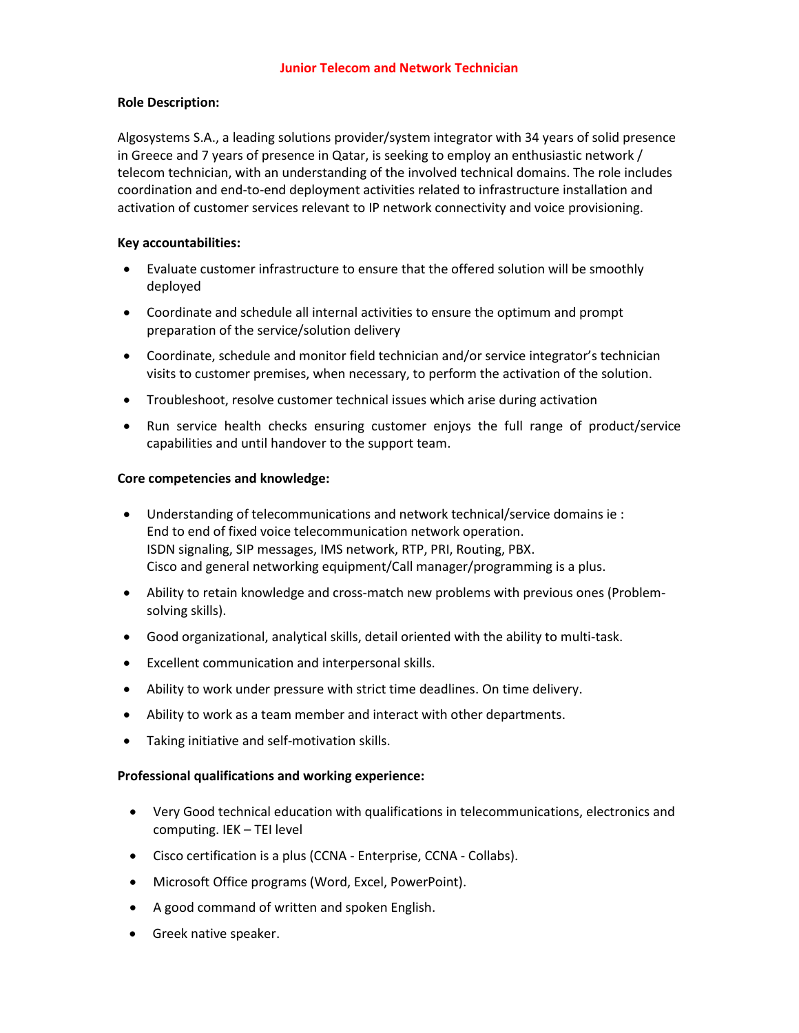# Junior Telecom and Network Technician

**Role Description:**

Algosystems S.A., a leading solutions provider/system integrator with 34 years of solid presence in Greece and 7 years of presence in Qatar, is seeking to employ an enthusiastic network / telecom technician, with an understanding of the involved technical domains. The role includes coordination and end-to-end deployment activities related to infrastructure installation and activation of customer services relevant to IP network connectivity and voice provisioning.

**Key accountabilities:**

- Evaluate customer infrastructure to ensure that the offered solution will be smoothly deployed
- Coordinate and schedule all internal activities to ensure the optimum and prompt preparation of the service/solution delivery
- Coordinate, schedule and monitor field technician and/or service integrator's technician visits to customer premises, when necessary, to perform the activation of the solution.
- Troubleshoot, resolve customer technical issues which arise during activation
- Run service health checks ensuring customer enjoys the full range of product/service capabilities and until handover to the support team.

**Core competencies and knowledge:**

- Understanding of telecommunications and network technical/service domains ie :
  End to end of fixed voice telecommunication network operation.
  ISDN signaling, SIP messages, IMS network, RTP, PRI, Routing, PBX.
  Cisco and general networking equipment/Call manager/programming is a plus.
- Ability to retain knowledge and cross-match new problems with previous ones (Problem-solving skills).
- Good organizational, analytical skills, detail oriented with the ability to multi-task.
- Excellent communication and interpersonal skills.
- Ability to work under pressure with strict time deadlines. On time delivery.
- Ability to work as a team member and interact with other departments.
- Taking initiative and self-motivation skills.

**Professional qualifications and working experience:**

- Very Good technical education with qualifications in telecommunications, electronics and computing. IEK – TEI level
- Cisco certification is a plus (CCNA - Enterprise, CCNA - Collabs).
- Microsoft Office programs (Word, Excel, PowerPoint).
- A good command of written and spoken English.
- Greek native speaker.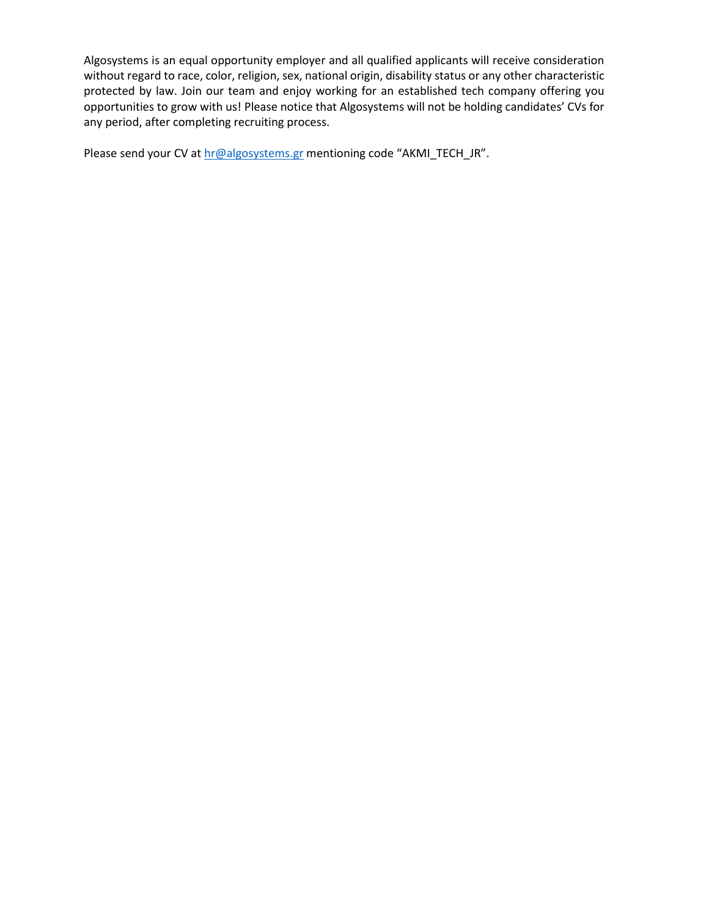Algosystems is an equal opportunity employer and all qualified applicants will receive consideration without regard to race, color, religion, sex, national origin, disability status or any other characteristic protected by law. Join our team and enjoy working for an established tech company offering you opportunities to grow with us! Please notice that Algosystems will not be holding candidates' CVs for any period, after completing recruiting process.

Please send your CV at hr@algosystems.gr mentioning code "AKMI_TECH_JR".